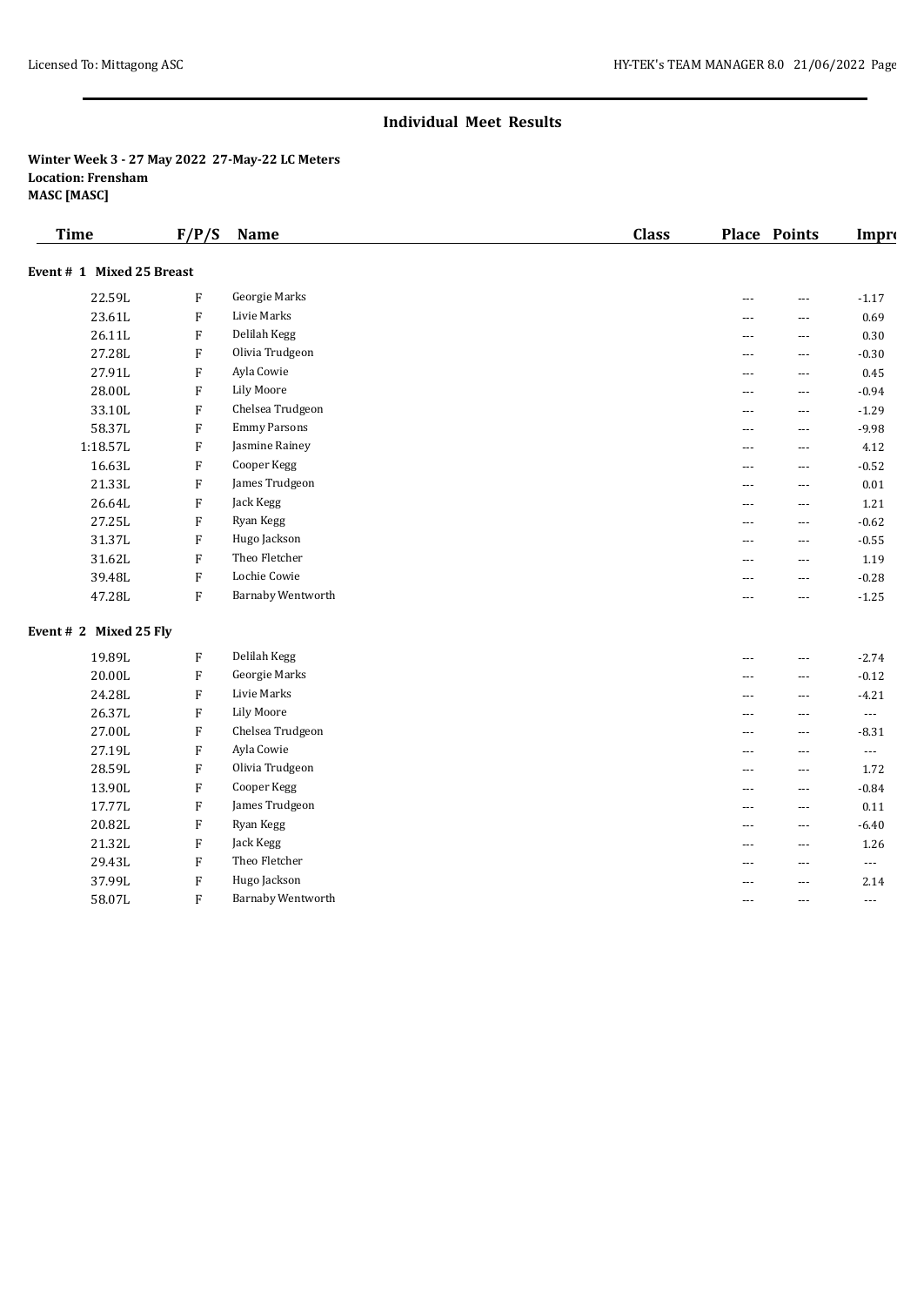## Individual Meet Results

**Winter Week 3 - 27 May 2022 27-May-22 LC Meters**
**Location: Frensham**
**MASC [MASC]**

### Event # 1 Mixed 25 Breast

| Time | F/P/S | Name | Class | Place | Points | Impro |
|---|---|---|---|---|---|---|
| 22.59L | F | Georgie Marks | | --- | --- | -1.17 |
| 23.61L | F | Livie Marks | | --- | --- | 0.69 |
| 26.11L | F | Delilah Kegg | | --- | --- | 0.30 |
| 27.28L | F | Olivia Trudgeon | | --- | --- | -0.30 |
| 27.91L | F | Ayla Cowie | | --- | --- | 0.45 |
| 28.00L | F | Lily Moore | | --- | --- | -0.94 |
| 33.10L | F | Chelsea Trudgeon | | --- | --- | -1.29 |
| 58.37L | F | Emmy Parsons | | --- | --- | -9.98 |
| 1:18.57L | F | Jasmine Rainey | | --- | --- | 4.12 |
| 16.63L | F | Cooper Kegg | | --- | --- | -0.52 |
| 21.33L | F | James Trudgeon | | --- | --- | 0.01 |
| 26.64L | F | Jack Kegg | | --- | --- | 1.21 |
| 27.25L | F | Ryan Kegg | | --- | --- | -0.62 |
| 31.37L | F | Hugo Jackson | | --- | --- | -0.55 |
| 31.62L | F | Theo Fletcher | | --- | --- | 1.19 |
| 39.48L | F | Lochie Cowie | | --- | --- | -0.28 |
| 47.28L | F | Barnaby Wentworth | | --- | --- | -1.25 |

### Event # 2 Mixed 25 Fly

| Time | F/P/S | Name | Class | Place | Points | Impro |
|---|---|---|---|---|---|---|
| 19.89L | F | Delilah Kegg | | --- | --- | -2.74 |
| 20.00L | F | Georgie Marks | | --- | --- | -0.12 |
| 24.28L | F | Livie Marks | | --- | --- | -4.21 |
| 26.37L | F | Lily Moore | | --- | --- | --- |
| 27.00L | F | Chelsea Trudgeon | | --- | --- | -8.31 |
| 27.19L | F | Ayla Cowie | | --- | --- | --- |
| 28.59L | F | Olivia Trudgeon | | --- | --- | 1.72 |
| 13.90L | F | Cooper Kegg | | --- | --- | -0.84 |
| 17.77L | F | James Trudgeon | | --- | --- | 0.11 |
| 20.82L | F | Ryan Kegg | | --- | --- | -6.40 |
| 21.32L | F | Jack Kegg | | --- | --- | 1.26 |
| 29.43L | F | Theo Fletcher | | --- | --- | --- |
| 37.99L | F | Hugo Jackson | | --- | --- | 2.14 |
| 58.07L | F | Barnaby Wentworth | | --- | --- | --- |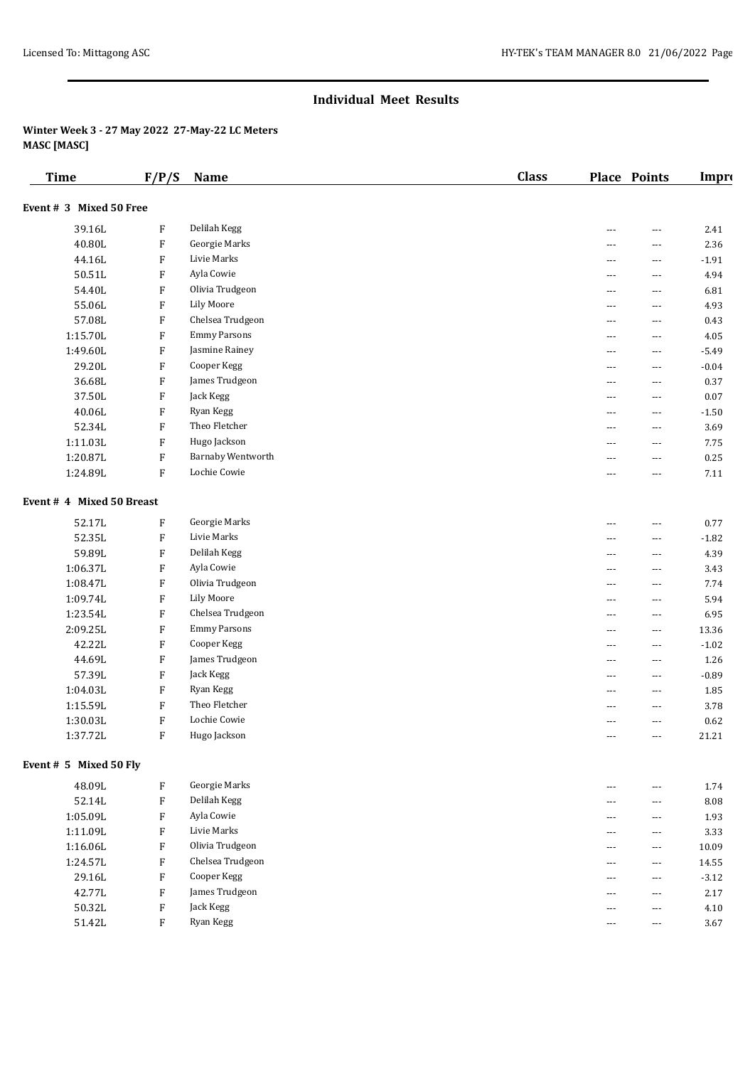## Individual Meet Results

**Winter Week 3 - 27 May 2022 27-May-22 LC Meters**
**MASC [MASC]**

| Time | F/P/S | Name | Class | Place | Points | Impr |
|---|---|---|---|---|---|---|
| **Event # 3 Mixed 50 Free** | | | | | | |
| 39.16L | F | Delilah Kegg | | --- | --- | 2.41 |
| 40.80L | F | Georgie Marks | | --- | --- | 2.36 |
| 44.16L | F | Livie Marks | | --- | --- | -1.91 |
| 50.51L | F | Ayla Cowie | | --- | --- | 4.94 |
| 54.40L | F | Olivia Trudgeon | | --- | --- | 6.81 |
| 55.06L | F | Lily Moore | | --- | --- | 4.93 |
| 57.08L | F | Chelsea Trudgeon | | --- | --- | 0.43 |
| 1:15.70L | F | Emmy Parsons | | --- | --- | 4.05 |
| 1:49.60L | F | Jasmine Rainey | | --- | --- | -5.49 |
| 29.20L | F | Cooper Kegg | | --- | --- | -0.04 |
| 36.68L | F | James Trudgeon | | --- | --- | 0.37 |
| 37.50L | F | Jack Kegg | | --- | --- | 0.07 |
| 40.06L | F | Ryan Kegg | | --- | --- | -1.50 |
| 52.34L | F | Theo Fletcher | | --- | --- | 3.69 |
| 1:11.03L | F | Hugo Jackson | | --- | --- | 7.75 |
| 1:20.87L | F | Barnaby Wentworth | | --- | --- | 0.25 |
| 1:24.89L | F | Lochie Cowie | | --- | --- | 7.11 |
| **Event # 4 Mixed 50 Breast** | | | | | | |
| 52.17L | F | Georgie Marks | | --- | --- | 0.77 |
| 52.35L | F | Livie Marks | | --- | --- | -1.82 |
| 59.89L | F | Delilah Kegg | | --- | --- | 4.39 |
| 1:06.37L | F | Ayla Cowie | | --- | --- | 3.43 |
| 1:08.47L | F | Olivia Trudgeon | | --- | --- | 7.74 |
| 1:09.74L | F | Lily Moore | | --- | --- | 5.94 |
| 1:23.54L | F | Chelsea Trudgeon | | --- | --- | 6.95 |
| 2:09.25L | F | Emmy Parsons | | --- | --- | 13.36 |
| 42.22L | F | Cooper Kegg | | --- | --- | -1.02 |
| 44.69L | F | James Trudgeon | | --- | --- | 1.26 |
| 57.39L | F | Jack Kegg | | --- | --- | -0.89 |
| 1:04.03L | F | Ryan Kegg | | --- | --- | 1.85 |
| 1:15.59L | F | Theo Fletcher | | --- | --- | 3.78 |
| 1:30.03L | F | Lochie Cowie | | --- | --- | 0.62 |
| 1:37.72L | F | Hugo Jackson | | --- | --- | 21.21 |
| **Event # 5 Mixed 50 Fly** | | | | | | |
| 48.09L | F | Georgie Marks | | --- | --- | 1.74 |
| 52.14L | F | Delilah Kegg | | --- | --- | 8.08 |
| 1:05.09L | F | Ayla Cowie | | --- | --- | 1.93 |
| 1:11.09L | F | Livie Marks | | --- | --- | 3.33 |
| 1:16.06L | F | Olivia Trudgeon | | --- | --- | 10.09 |
| 1:24.57L | F | Chelsea Trudgeon | | --- | --- | 14.55 |
| 29.16L | F | Cooper Kegg | | --- | --- | -3.12 |
| 42.77L | F | James Trudgeon | | --- | --- | 2.17 |
| 50.32L | F | Jack Kegg | | --- | --- | 4.10 |
| 51.42L | F | Ryan Kegg | | --- | --- | 3.67 |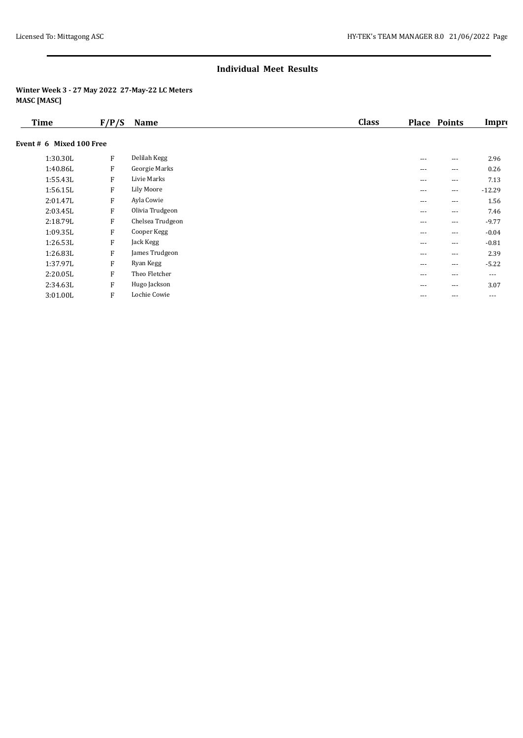## Individual Meet Results

**Winter Week 3 - 27 May 2022 27-May-22 LC Meters**
**MASC [MASC]**

| Time | F/P/S | Name | Class | Place | Points | Impr |
|---|---|---|---|---|---|---|
| **Event # 6 Mixed 100 Free** | | | | | | |
| 1:30.30L | F | Delilah Kegg | | --- | --- | 2.96 |
| 1:40.86L | F | Georgie Marks | | --- | --- | 0.26 |
| 1:55.43L | F | Livie Marks | | --- | --- | 7.13 |
| 1:56.15L | F | Lily Moore | | --- | --- | -12.29 |
| 2:01.47L | F | Ayla Cowie | | --- | --- | 1.56 |
| 2:03.45L | F | Olivia Trudgeon | | --- | --- | 7.46 |
| 2:18.79L | F | Chelsea Trudgeon | | --- | --- | -9.77 |
| 1:09.35L | F | Cooper Kegg | | --- | --- | -0.04 |
| 1:26.53L | F | Jack Kegg | | --- | --- | -0.81 |
| 1:26.83L | F | James Trudgeon | | --- | --- | 2.39 |
| 1:37.97L | F | Ryan Kegg | | --- | --- | -5.22 |
| 2:20.05L | F | Theo Fletcher | | --- | --- | --- |
| 2:34.63L | F | Hugo Jackson | | --- | --- | 3.07 |
| 3:01.00L | F | Lochie Cowie | | --- | --- | --- |